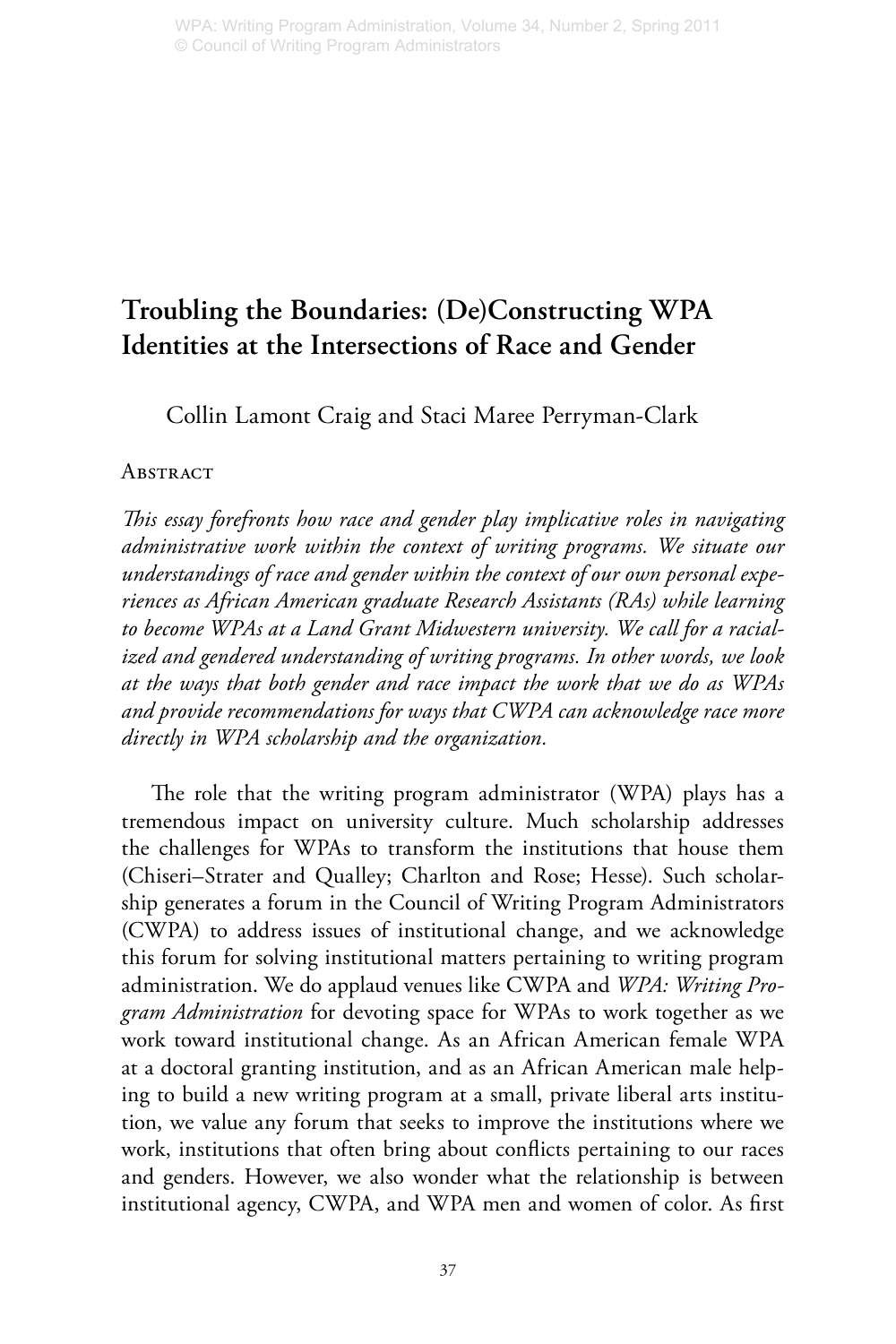# Troubling the Boundaries: (De)Constructing WPA Identities at the Intersections of Race and Gender

Collin Lamont Craig and Staci Maree Perryman-Clark

## Abstract

*This essay forefronts how race and gender play implicative roles in navigating administrative work within the context of writing programs. We situate our understandings of race and gender within the context of our own personal experiences as African American graduate Research Assistants (RAs) while learning to become WPAs at a Land Grant Midwestern university. We call for a racialized and gendered understanding of writing programs. In other words, we look at the ways that both gender and race impact the work that we do as WPAs and provide recommendations for ways that CWPA can acknowledge race more directly in WPA scholarship and the organization.*

The role that the writing program administrator (WPA) plays has a tremendous impact on university culture. Much scholarship addresses the challenges for WPAs to transform the institutions that house them (Chiseri–Strater and Qualley; Charlton and Rose; Hesse). Such scholarship generates a forum in the Council of Writing Program Administrators (CWPA) to address issues of institutional change, and we acknowledge this forum for solving institutional matters pertaining to writing program administration. We do applaud venues like CWPA and *WPA: Writing Program Administration* for devoting space for WPAs to work together as we work toward institutional change. As an African American female WPA at a doctoral granting institution, and as an African American male helping to build a new writing program at a small, private liberal arts institution, we value any forum that seeks to improve the institutions where we work, institutions that often bring about conflicts pertaining to our races and genders. However, we also wonder what the relationship is between institutional agency, CWPA, and WPA men and women of color. As first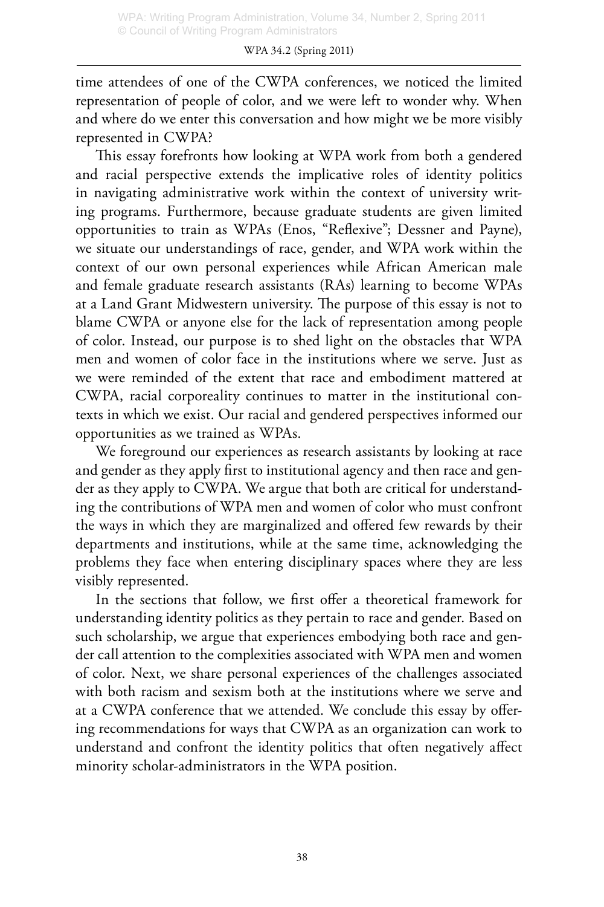time attendees of one of the CWPA conferences, we noticed the limited representation of people of color, and we were left to wonder why. When and where do we enter this conversation and how might we be more visibly represented in CWPA?

This essay forefronts how looking at WPA work from both a gendered and racial perspective extends the implicative roles of identity politics in navigating administrative work within the context of university writing programs. Furthermore, because graduate students are given limited opportunities to train as WPAs (Enos, "Reflexive"; Dessner and Payne), we situate our understandings of race, gender, and WPA work within the context of our own personal experiences while African American male and female graduate research assistants (RAs) learning to become WPAs at a Land Grant Midwestern university. The purpose of this essay is not to blame CWPA or anyone else for the lack of representation among people of color. Instead, our purpose is to shed light on the obstacles that WPA men and women of color face in the institutions where we serve. Just as we were reminded of the extent that race and embodiment mattered at CWPA, racial corporeality continues to matter in the institutional contexts in which we exist. Our racial and gendered perspectives informed our opportunities as we trained as WPAs.

We foreground our experiences as research assistants by looking at race and gender as they apply first to institutional agency and then race and gender as they apply to CWPA. We argue that both are critical for understanding the contributions of WPA men and women of color who must confront the ways in which they are marginalized and offered few rewards by their departments and institutions, while at the same time, acknowledging the problems they face when entering disciplinary spaces where they are less visibly represented.

In the sections that follow, we first offer a theoretical framework for understanding identity politics as they pertain to race and gender. Based on such scholarship, we argue that experiences embodying both race and gender call attention to the complexities associated with WPA men and women of color. Next, we share personal experiences of the challenges associated with both racism and sexism both at the institutions where we serve and at a CWPA conference that we attended. We conclude this essay by offering recommendations for ways that CWPA as an organization can work to understand and confront the identity politics that often negatively affect minority scholar-administrators in the WPA position.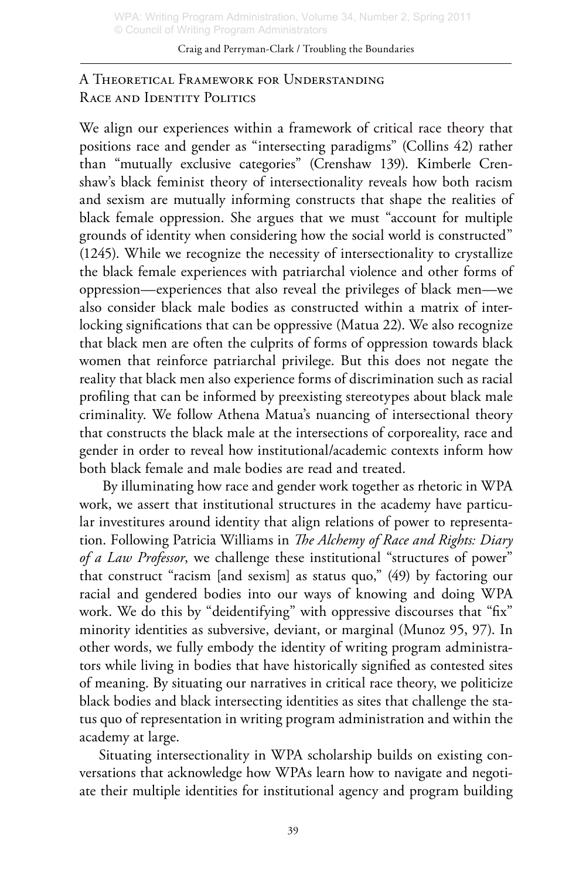## A Theoretical Framework for Understanding Race and Identity Politics

We align our experiences within a framework of critical race theory that positions race and gender as "intersecting paradigms" (Collins 42) rather than "mutually exclusive categories" (Crenshaw 139). Kimberle Crenshaw's black feminist theory of intersectionality reveals how both racism and sexism are mutually informing constructs that shape the realities of black female oppression. She argues that we must "account for multiple grounds of identity when considering how the social world is constructed" (1245). While we recognize the necessity of intersectionality to crystallize the black female experiences with patriarchal violence and other forms of oppression—experiences that also reveal the privileges of black men—we also consider black male bodies as constructed within a matrix of interlocking significations that can be oppressive (Matua 22). We also recognize that black men are often the culprits of forms of oppression towards black women that reinforce patriarchal privilege. But this does not negate the reality that black men also experience forms of discrimination such as racial profiling that can be informed by preexisting stereotypes about black male criminality. We follow Athena Matua's nuancing of intersectional theory that constructs the black male at the intersections of corporeality, race and gender in order to reveal how institutional/academic contexts inform how both black female and male bodies are read and treated.

By illuminating how race and gender work together as rhetoric in WPA work, we assert that institutional structures in the academy have particular investitures around identity that align relations of power to representation. Following Patricia Williams in *The Alchemy of Race and Rights: Diary of a Law Professor*, we challenge these institutional "structures of power" that construct "racism [and sexism] as status quo," (49) by factoring our racial and gendered bodies into our ways of knowing and doing WPA work. We do this by "deidentifying" with oppressive discourses that "fix" minority identities as subversive, deviant, or marginal (Munoz 95, 97). In other words, we fully embody the identity of writing program administrators while living in bodies that have historically signified as contested sites of meaning. By situating our narratives in critical race theory, we politicize black bodies and black intersecting identities as sites that challenge the status quo of representation in writing program administration and within the academy at large.

Situating intersectionality in WPA scholarship builds on existing conversations that acknowledge how WPAs learn how to navigate and negotiate their multiple identities for institutional agency and program building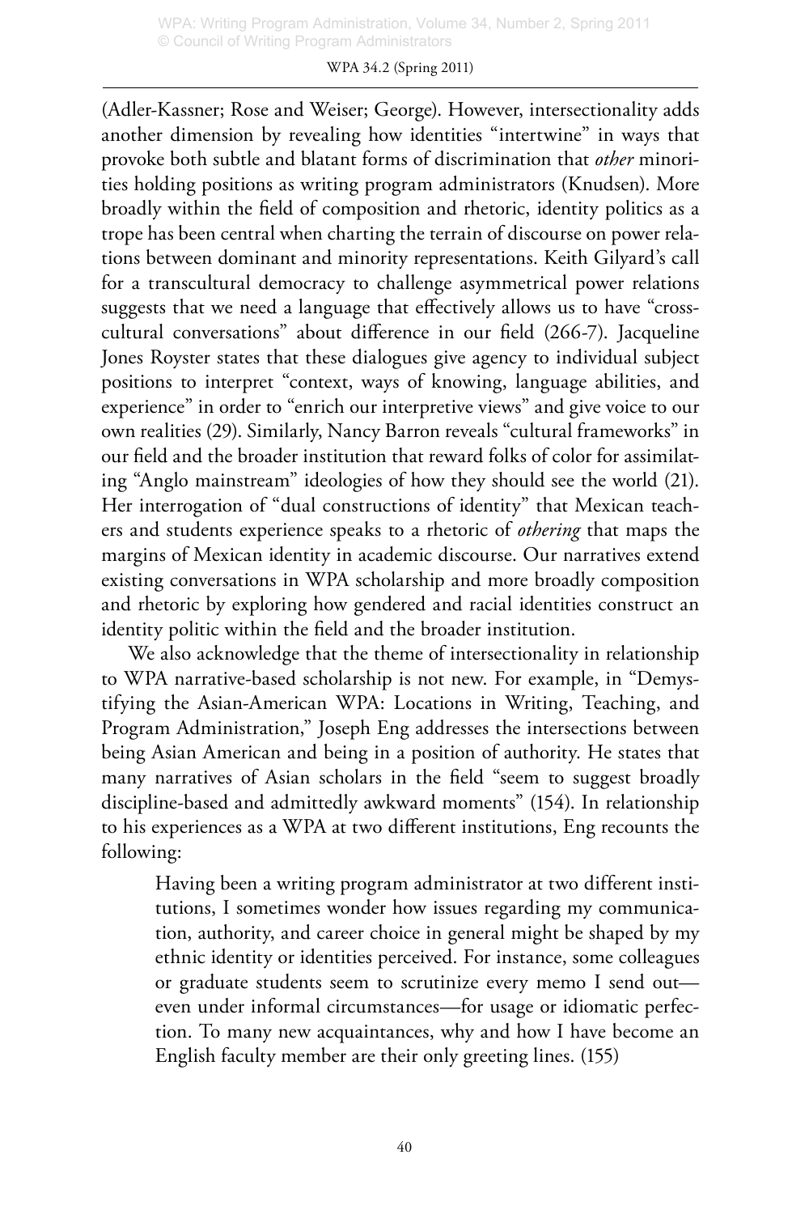(Adler-Kassner; Rose and Weiser; George). However, intersectionality adds another dimension by revealing how identities "intertwine" in ways that provoke both subtle and blatant forms of discrimination that *other* minorities holding positions as writing program administrators (Knudsen). More broadly within the field of composition and rhetoric, identity politics as a trope has been central when charting the terrain of discourse on power relations between dominant and minority representations. Keith Gilyard's call for a transcultural democracy to challenge asymmetrical power relations suggests that we need a language that effectively allows us to have "cross-cultural conversations" about difference in our field (266-7). Jacqueline Jones Royster states that these dialogues give agency to individual subject positions to interpret "context, ways of knowing, language abilities, and experience" in order to "enrich our interpretive views" and give voice to our own realities (29). Similarly, Nancy Barron reveals "cultural frameworks" in our field and the broader institution that reward folks of color for assimilating "Anglo mainstream" ideologies of how they should see the world (21). Her interrogation of "dual constructions of identity" that Mexican teachers and students experience speaks to a rhetoric of *othering* that maps the margins of Mexican identity in academic discourse. Our narratives extend existing conversations in WPA scholarship and more broadly composition and rhetoric by exploring how gendered and racial identities construct an identity politic within the field and the broader institution.

We also acknowledge that the theme of intersectionality in relationship to WPA narrative-based scholarship is not new. For example, in "Demystifying the Asian-American WPA: Locations in Writing, Teaching, and Program Administration," Joseph Eng addresses the intersections between being Asian American and being in a position of authority. He states that many narratives of Asian scholars in the field "seem to suggest broadly discipline-based and admittedly awkward moments" (154). In relationship to his experiences as a WPA at two different institutions, Eng recounts the following:

> Having been a writing program administrator at two different institutions, I sometimes wonder how issues regarding my communication, authority, and career choice in general might be shaped by my ethnic identity or identities perceived. For instance, some colleagues or graduate students seem to scrutinize every memo I send out—even under informal circumstances—for usage or idiomatic perfection. To many new acquaintances, why and how I have become an English faculty member are their only greeting lines. (155)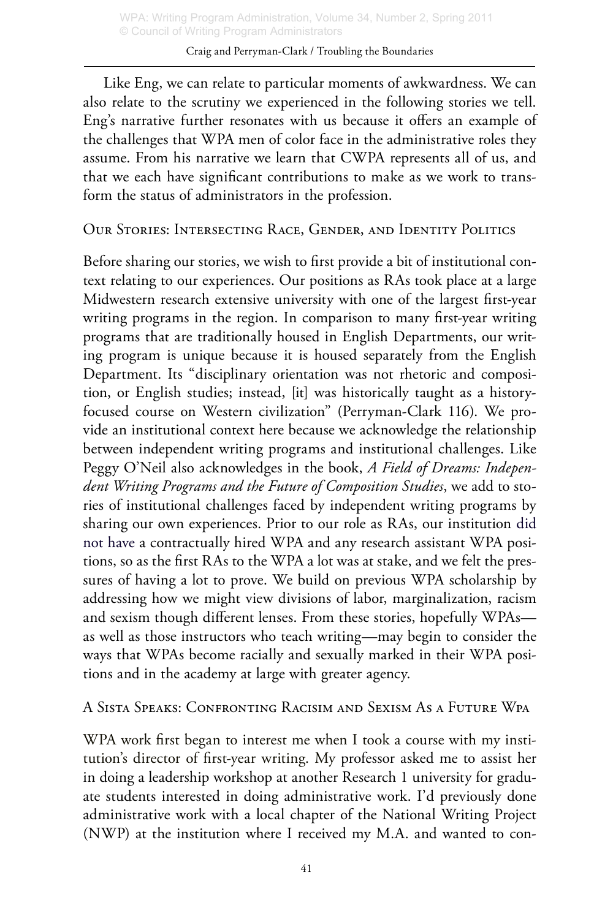Like Eng, we can relate to particular moments of awkwardness. We can also relate to the scrutiny we experienced in the following stories we tell. Eng's narrative further resonates with us because it offers an example of the challenges that WPA men of color face in the administrative roles they assume. From his narrative we learn that CWPA represents all of us, and that we each have significant contributions to make as we work to transform the status of administrators in the profession.

## Our Stories: Intersecting Race, Gender, and Identity Politics

Before sharing our stories, we wish to first provide a bit of institutional context relating to our experiences. Our positions as RAs took place at a large Midwestern research extensive university with one of the largest first-year writing programs in the region. In comparison to many first-year writing programs that are traditionally housed in English Departments, our writing program is unique because it is housed separately from the English Department. Its "disciplinary orientation was not rhetoric and composition, or English studies; instead, [it] was historically taught as a history-focused course on Western civilization" (Perryman-Clark 116). We provide an institutional context here because we acknowledge the relationship between independent writing programs and institutional challenges. Like Peggy O'Neil also acknowledges in the book, *A Field of Dreams: Independent Writing Programs and the Future of Composition Studies*, we add to stories of institutional challenges faced by independent writing programs by sharing our own experiences. Prior to our role as RAs, our institution did not have a contractually hired WPA and any research assistant WPA positions, so as the first RAs to the WPA a lot was at stake, and we felt the pressures of having a lot to prove. We build on previous WPA scholarship by addressing how we might view divisions of labor, marginalization, racism and sexism though different lenses. From these stories, hopefully WPAs—as well as those instructors who teach writing—may begin to consider the ways that WPAs become racially and sexually marked in their WPA positions and in the academy at large with greater agency.

## A Sista Speaks: Confronting Racisim and Sexism As a Future Wpa

WPA work first began to interest me when I took a course with my institution's director of first-year writing. My professor asked me to assist her in doing a leadership workshop at another Research 1 university for graduate students interested in doing administrative work. I'd previously done administrative work with a local chapter of the National Writing Project (NWP) at the institution where I received my M.A. and wanted to con-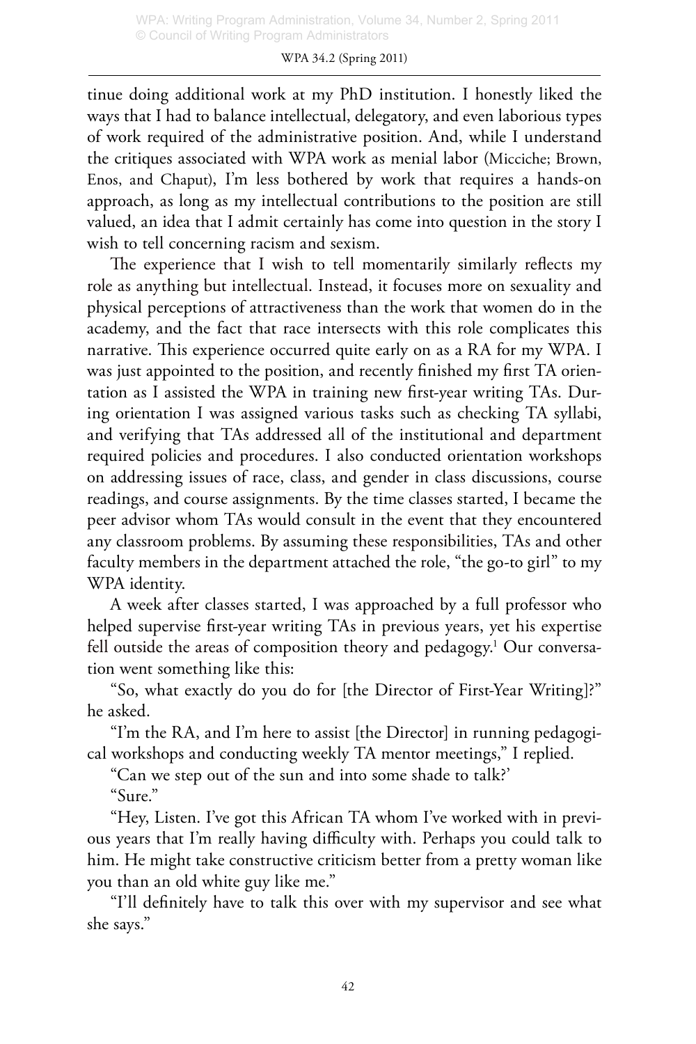tinue doing additional work at my PhD institution. I honestly liked the ways that I had to balance intellectual, delegatory, and even laborious types of work required of the administrative position. And, while I understand the critiques associated with WPA work as menial labor (Micciche; Brown, Enos, and Chaput), I'm less bothered by work that requires a hands-on approach, as long as my intellectual contributions to the position are still valued, an idea that I admit certainly has come into question in the story I wish to tell concerning racism and sexism.

The experience that I wish to tell momentarily similarly reflects my role as anything but intellectual. Instead, it focuses more on sexuality and physical perceptions of attractiveness than the work that women do in the academy, and the fact that race intersects with this role complicates this narrative. This experience occurred quite early on as a RA for my WPA. I was just appointed to the position, and recently finished my first TA orientation as I assisted the WPA in training new first-year writing TAs. During orientation I was assigned various tasks such as checking TA syllabi, and verifying that TAs addressed all of the institutional and department required policies and procedures. I also conducted orientation workshops on addressing issues of race, class, and gender in class discussions, course readings, and course assignments. By the time classes started, I became the peer advisor whom TAs would consult in the event that they encountered any classroom problems. By assuming these responsibilities, TAs and other faculty members in the department attached the role, "the go-to girl" to my WPA identity.

A week after classes started, I was approached by a full professor who helped supervise first-year writing TAs in previous years, yet his expertise fell outside the areas of composition theory and pedagogy.[1] Our conversation went something like this:

"So, what exactly do you do for [the Director of First-Year Writing]?" he asked.

"I'm the RA, and I'm here to assist [the Director] in running pedagogical workshops and conducting weekly TA mentor meetings," I replied.

"Can we step out of the sun and into some shade to talk?'

"Sure."

"Hey, Listen. I've got this African TA whom I've worked with in previous years that I'm really having difficulty with. Perhaps you could talk to him. He might take constructive criticism better from a pretty woman like you than an old white guy like me."

"I'll definitely have to talk this over with my supervisor and see what she says."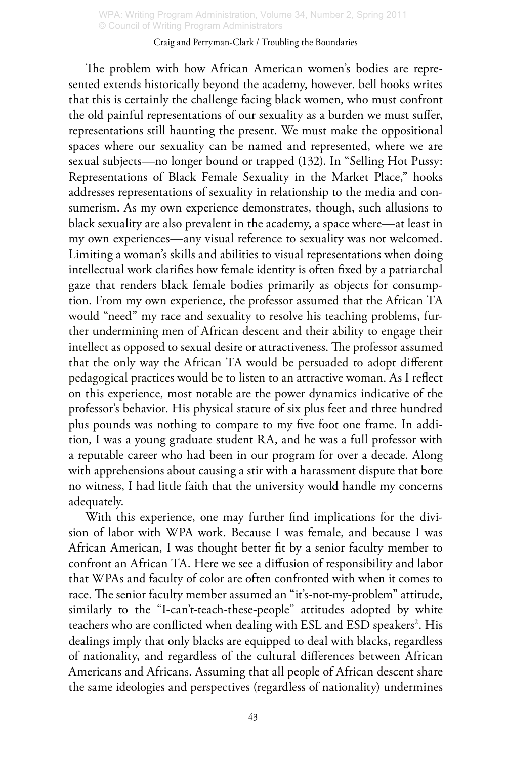The problem with how African American women's bodies are represented extends historically beyond the academy, however. bell hooks writes that this is certainly the challenge facing black women, who must confront the old painful representations of our sexuality as a burden we must suffer, representations still haunting the present. We must make the oppositional spaces where our sexuality can be named and represented, where we are sexual subjects—no longer bound or trapped (132). In "Selling Hot Pussy: Representations of Black Female Sexuality in the Market Place," hooks addresses representations of sexuality in relationship to the media and consumerism. As my own experience demonstrates, though, such allusions to black sexuality are also prevalent in the academy, a space where—at least in my own experiences—any visual reference to sexuality was not welcomed. Limiting a woman's skills and abilities to visual representations when doing intellectual work clarifies how female identity is often fixed by a patriarchal gaze that renders black female bodies primarily as objects for consumption. From my own experience, the professor assumed that the African TA would "need" my race and sexuality to resolve his teaching problems, further undermining men of African descent and their ability to engage their intellect as opposed to sexual desire or attractiveness. The professor assumed that the only way the African TA would be persuaded to adopt different pedagogical practices would be to listen to an attractive woman. As I reflect on this experience, most notable are the power dynamics indicative of the professor's behavior. His physical stature of six plus feet and three hundred plus pounds was nothing to compare to my five foot one frame. In addition, I was a young graduate student RA, and he was a full professor with a reputable career who had been in our program for over a decade. Along with apprehensions about causing a stir with a harassment dispute that bore no witness, I had little faith that the university would handle my concerns adequately.

With this experience, one may further find implications for the division of labor with WPA work. Because I was female, and because I was African American, I was thought better fit by a senior faculty member to confront an African TA. Here we see a diffusion of responsibility and labor that WPAs and faculty of color are often confronted with when it comes to race. The senior faculty member assumed an "it's-not-my-problem" attitude, similarly to the "I-can't-teach-these-people" attitudes adopted by white teachers who are conflicted when dealing with ESL and ESD speakers[2]. His dealings imply that only blacks are equipped to deal with blacks, regardless of nationality, and regardless of the cultural differences between African Americans and Africans. Assuming that all people of African descent share the same ideologies and perspectives (regardless of nationality) undermines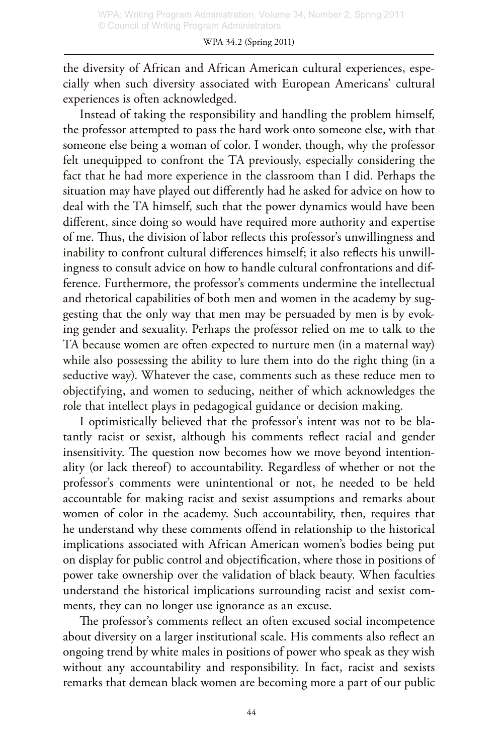the diversity of African and African American cultural experiences, especially when such diversity associated with European Americans' cultural experiences is often acknowledged.

Instead of taking the responsibility and handling the problem himself, the professor attempted to pass the hard work onto someone else, with that someone else being a woman of color. I wonder, though, why the professor felt unequipped to confront the TA previously, especially considering the fact that he had more experience in the classroom than I did. Perhaps the situation may have played out differently had he asked for advice on how to deal with the TA himself, such that the power dynamics would have been different, since doing so would have required more authority and expertise of me. Thus, the division of labor reflects this professor's unwillingness and inability to confront cultural differences himself; it also reflects his unwillingness to consult advice on how to handle cultural confrontations and difference. Furthermore, the professor's comments undermine the intellectual and rhetorical capabilities of both men and women in the academy by suggesting that the only way that men may be persuaded by men is by evoking gender and sexuality. Perhaps the professor relied on me to talk to the TA because women are often expected to nurture men (in a maternal way) while also possessing the ability to lure them into do the right thing (in a seductive way). Whatever the case, comments such as these reduce men to objectifying, and women to seducing, neither of which acknowledges the role that intellect plays in pedagogical guidance or decision making.

I optimistically believed that the professor's intent was not to be blatantly racist or sexist, although his comments reflect racial and gender insensitivity. The question now becomes how we move beyond intentionality (or lack thereof) to accountability. Regardless of whether or not the professor's comments were unintentional or not, he needed to be held accountable for making racist and sexist assumptions and remarks about women of color in the academy. Such accountability, then, requires that he understand why these comments offend in relationship to the historical implications associated with African American women's bodies being put on display for public control and objectification, where those in positions of power take ownership over the validation of black beauty. When faculties understand the historical implications surrounding racist and sexist comments, they can no longer use ignorance as an excuse.

The professor's comments reflect an often excused social incompetence about diversity on a larger institutional scale. His comments also reflect an ongoing trend by white males in positions of power who speak as they wish without any accountability and responsibility. In fact, racist and sexists remarks that demean black women are becoming more a part of our public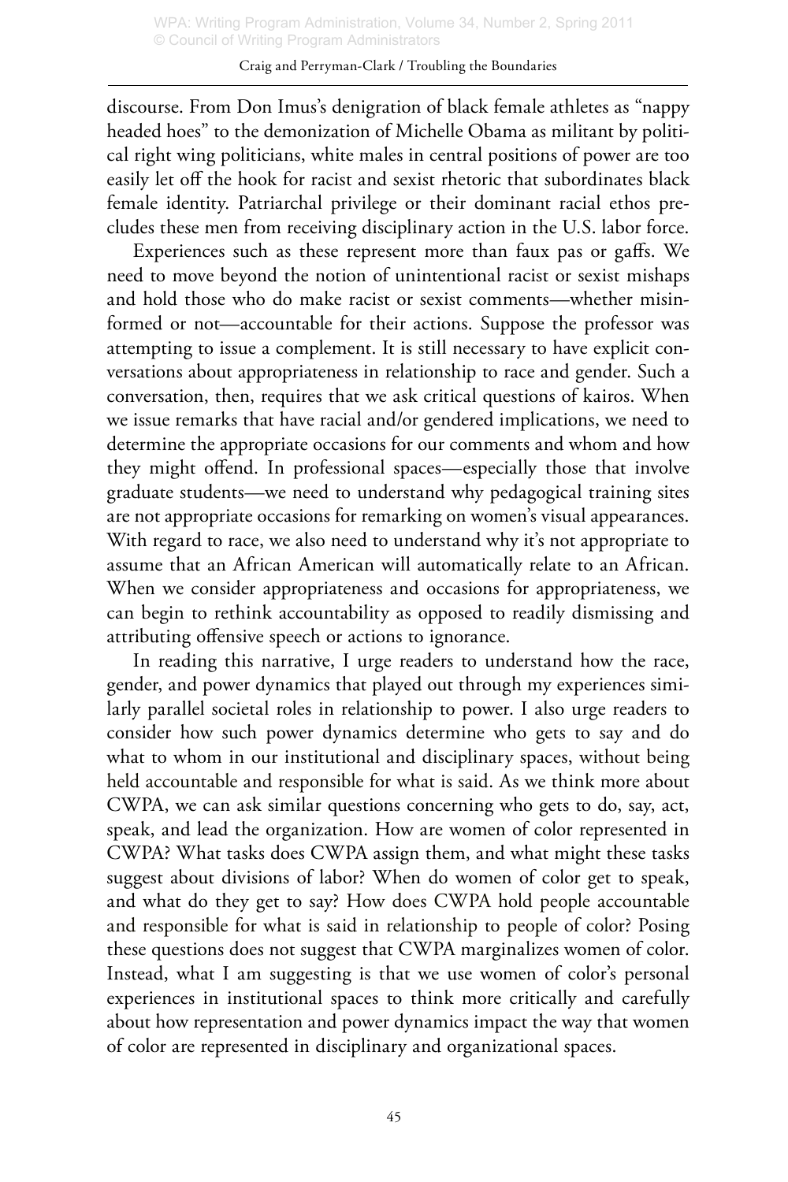discourse. From Don Imus's denigration of black female athletes as "nappy headed hoes" to the demonization of Michelle Obama as militant by political right wing politicians, white males in central positions of power are too easily let off the hook for racist and sexist rhetoric that subordinates black female identity. Patriarchal privilege or their dominant racial ethos precludes these men from receiving disciplinary action in the U.S. labor force.

Experiences such as these represent more than faux pas or gaffs. We need to move beyond the notion of unintentional racist or sexist mishaps and hold those who do make racist or sexist comments—whether misinformed or not—accountable for their actions. Suppose the professor was attempting to issue a complement. It is still necessary to have explicit conversations about appropriateness in relationship to race and gender. Such a conversation, then, requires that we ask critical questions of kairos. When we issue remarks that have racial and/or gendered implications, we need to determine the appropriate occasions for our comments and whom and how they might offend. In professional spaces—especially those that involve graduate students—we need to understand why pedagogical training sites are not appropriate occasions for remarking on women's visual appearances. With regard to race, we also need to understand why it's not appropriate to assume that an African American will automatically relate to an African. When we consider appropriateness and occasions for appropriateness, we can begin to rethink accountability as opposed to readily dismissing and attributing offensive speech or actions to ignorance.

In reading this narrative, I urge readers to understand how the race, gender, and power dynamics that played out through my experiences similarly parallel societal roles in relationship to power. I also urge readers to consider how such power dynamics determine who gets to say and do what to whom in our institutional and disciplinary spaces, without being held accountable and responsible for what is said. As we think more about CWPA, we can ask similar questions concerning who gets to do, say, act, speak, and lead the organization. How are women of color represented in CWPA? What tasks does CWPA assign them, and what might these tasks suggest about divisions of labor? When do women of color get to speak, and what do they get to say? How does CWPA hold people accountable and responsible for what is said in relationship to people of color? Posing these questions does not suggest that CWPA marginalizes women of color. Instead, what I am suggesting is that we use women of color's personal experiences in institutional spaces to think more critically and carefully about how representation and power dynamics impact the way that women of color are represented in disciplinary and organizational spaces.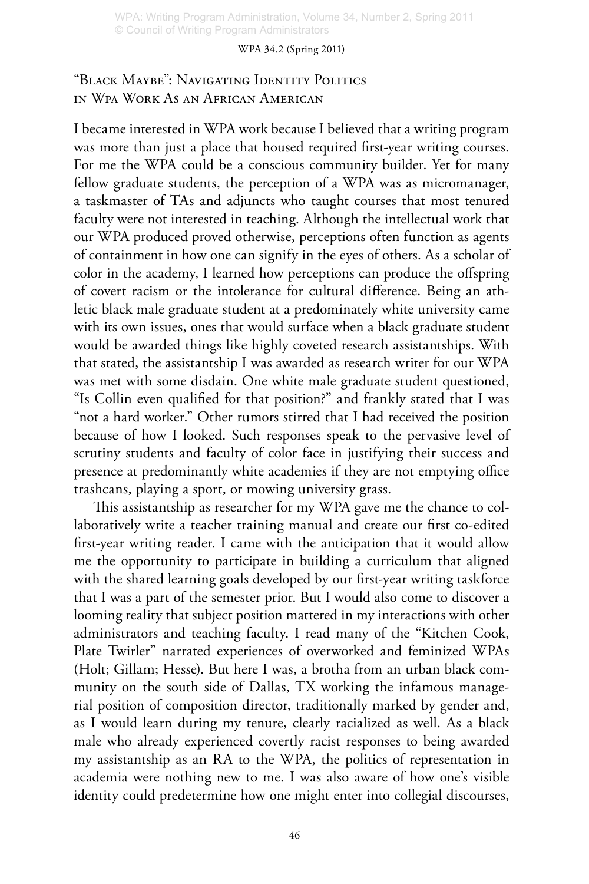## "Black Maybe": Navigating Identity Politics in Wpa Work As an African American

I became interested in WPA work because I believed that a writing program was more than just a place that housed required first-year writing courses. For me the WPA could be a conscious community builder. Yet for many fellow graduate students, the perception of a WPA was as micromanager, a taskmaster of TAs and adjuncts who taught courses that most tenured faculty were not interested in teaching. Although the intellectual work that our WPA produced proved otherwise, perceptions often function as agents of containment in how one can signify in the eyes of others. As a scholar of color in the academy, I learned how perceptions can produce the offspring of covert racism or the intolerance for cultural difference. Being an athletic black male graduate student at a predominately white university came with its own issues, ones that would surface when a black graduate student would be awarded things like highly coveted research assistantships. With that stated, the assistantship I was awarded as research writer for our WPA was met with some disdain. One white male graduate student questioned, "Is Collin even qualified for that position?" and frankly stated that I was "not a hard worker." Other rumors stirred that I had received the position because of how I looked. Such responses speak to the pervasive level of scrutiny students and faculty of color face in justifying their success and presence at predominantly white academies if they are not emptying office trashcans, playing a sport, or mowing university grass.

This assistantship as researcher for my WPA gave me the chance to collaboratively write a teacher training manual and create our first co-edited first-year writing reader. I came with the anticipation that it would allow me the opportunity to participate in building a curriculum that aligned with the shared learning goals developed by our first-year writing taskforce that I was a part of the semester prior. But I would also come to discover a looming reality that subject position mattered in my interactions with other administrators and teaching faculty. I read many of the "Kitchen Cook, Plate Twirler" narrated experiences of overworked and feminized WPAs (Holt; Gillam; Hesse). But here I was, a brotha from an urban black community on the south side of Dallas, TX working the infamous managerial position of composition director, traditionally marked by gender and, as I would learn during my tenure, clearly racialized as well. As a black male who already experienced covertly racist responses to being awarded my assistantship as an RA to the WPA, the politics of representation in academia were nothing new to me. I was also aware of how one's visible identity could predetermine how one might enter into collegial discourses,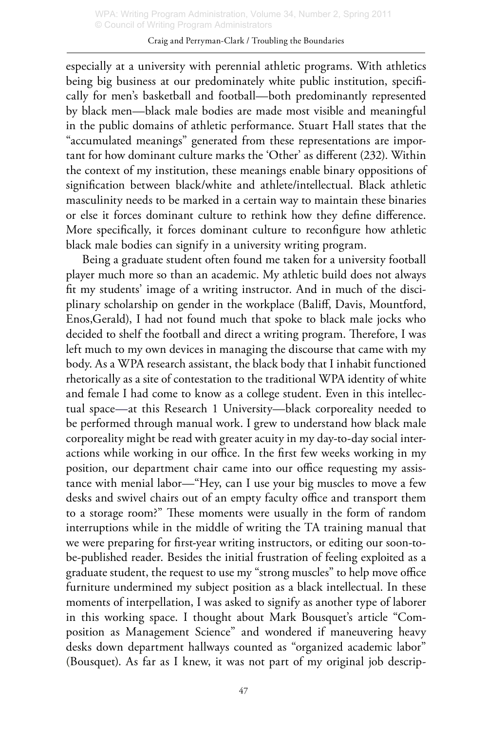especially at a university with perennial athletic programs. With athletics being big business at our predominately white public institution, specifically for men's basketball and football—both predominantly represented by black men—black male bodies are made most visible and meaningful in the public domains of athletic performance. Stuart Hall states that the "accumulated meanings" generated from these representations are important for how dominant culture marks the 'Other' as different (232). Within the context of my institution, these meanings enable binary oppositions of signification between black/white and athlete/intellectual. Black athletic masculinity needs to be marked in a certain way to maintain these binaries or else it forces dominant culture to rethink how they define difference. More specifically, it forces dominant culture to reconfigure how athletic black male bodies can signify in a university writing program.

Being a graduate student often found me taken for a university football player much more so than an academic. My athletic build does not always fit my students' image of a writing instructor. And in much of the disciplinary scholarship on gender in the workplace (Baliff, Davis, Mountford, Enos,Gerald), I had not found much that spoke to black male jocks who decided to shelf the football and direct a writing program. Therefore, I was left much to my own devices in managing the discourse that came with my body. As a WPA research assistant, the black body that I inhabit functioned rhetorically as a site of contestation to the traditional WPA identity of white and female I had come to know as a college student. Even in this intellectual space—at this Research 1 University—black corporeality needed to be performed through manual work. I grew to understand how black male corporeality might be read with greater acuity in my day-to-day social interactions while working in our office. In the first few weeks working in my position, our department chair came into our office requesting my assistance with menial labor—"Hey, can I use your big muscles to move a few desks and swivel chairs out of an empty faculty office and transport them to a storage room?" These moments were usually in the form of random interruptions while in the middle of writing the TA training manual that we were preparing for first-year writing instructors, or editing our soon-to-be-published reader. Besides the initial frustration of feeling exploited as a graduate student, the request to use my "strong muscles" to help move office furniture undermined my subject position as a black intellectual. In these moments of interpellation, I was asked to signify as another type of laborer in this working space. I thought about Mark Bousquet's article "Composition as Management Science" and wondered if maneuvering heavy desks down department hallways counted as "organized academic labor" (Bousquet). As far as I knew, it was not part of my original job descrip-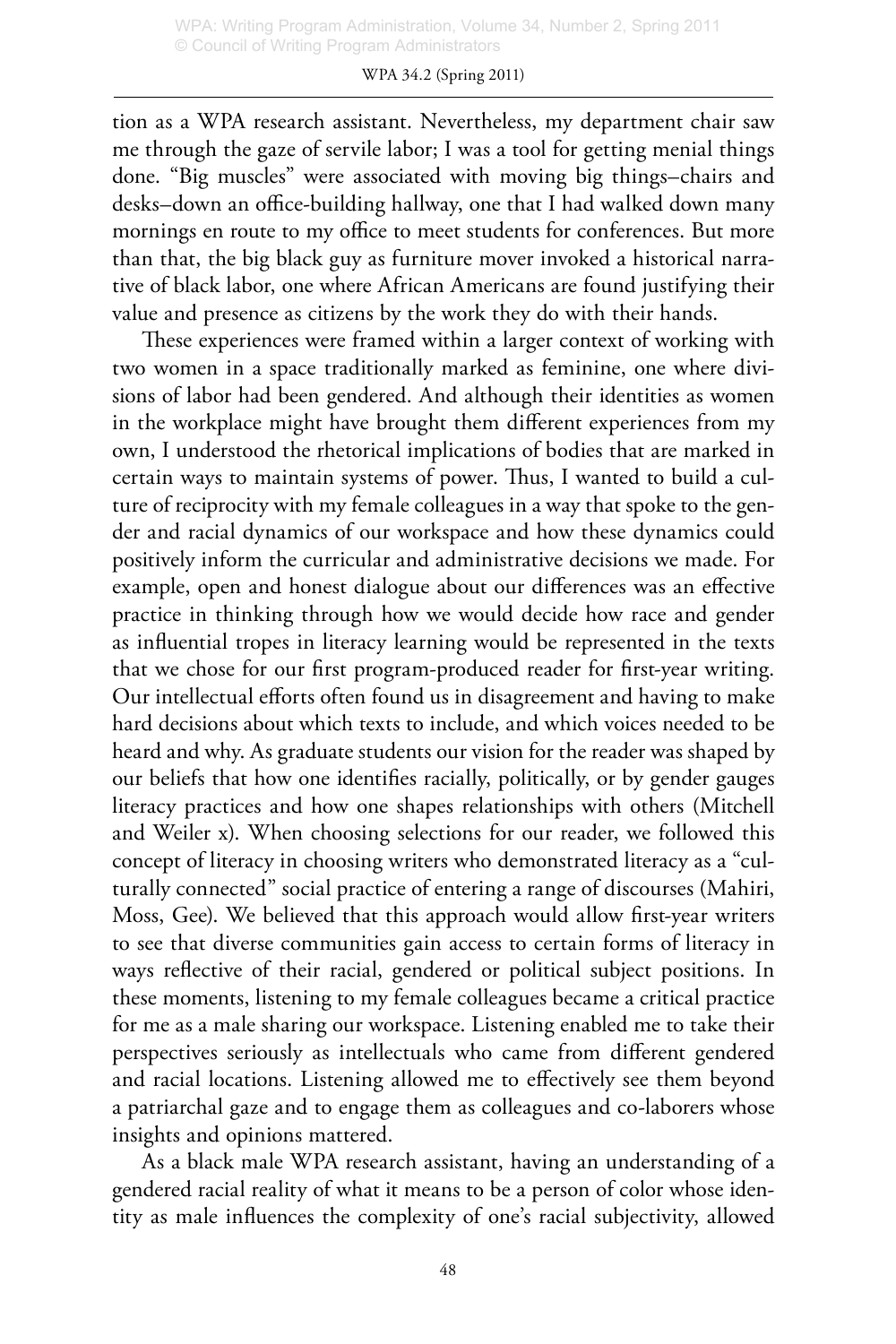tion as a WPA research assistant. Nevertheless, my department chair saw me through the gaze of servile labor; I was a tool for getting menial things done. "Big muscles" were associated with moving big things–chairs and desks–down an office-building hallway, one that I had walked down many mornings en route to my office to meet students for conferences. But more than that, the big black guy as furniture mover invoked a historical narrative of black labor, one where African Americans are found justifying their value and presence as citizens by the work they do with their hands.

These experiences were framed within a larger context of working with two women in a space traditionally marked as feminine, one where divisions of labor had been gendered. And although their identities as women in the workplace might have brought them different experiences from my own, I understood the rhetorical implications of bodies that are marked in certain ways to maintain systems of power. Thus, I wanted to build a culture of reciprocity with my female colleagues in a way that spoke to the gender and racial dynamics of our workspace and how these dynamics could positively inform the curricular and administrative decisions we made. For example, open and honest dialogue about our differences was an effective practice in thinking through how we would decide how race and gender as influential tropes in literacy learning would be represented in the texts that we chose for our first program-produced reader for first-year writing. Our intellectual efforts often found us in disagreement and having to make hard decisions about which texts to include, and which voices needed to be heard and why. As graduate students our vision for the reader was shaped by our beliefs that how one identifies racially, politically, or by gender gauges literacy practices and how one shapes relationships with others (Mitchell and Weiler x). When choosing selections for our reader, we followed this concept of literacy in choosing writers who demonstrated literacy as a "culturally connected" social practice of entering a range of discourses (Mahiri, Moss, Gee). We believed that this approach would allow first-year writers to see that diverse communities gain access to certain forms of literacy in ways reflective of their racial, gendered or political subject positions. In these moments, listening to my female colleagues became a critical practice for me as a male sharing our workspace. Listening enabled me to take their perspectives seriously as intellectuals who came from different gendered and racial locations. Listening allowed me to effectively see them beyond a patriarchal gaze and to engage them as colleagues and co-laborers whose insights and opinions mattered.

As a black male WPA research assistant, having an understanding of a gendered racial reality of what it means to be a person of color whose identity as male influences the complexity of one's racial subjectivity, allowed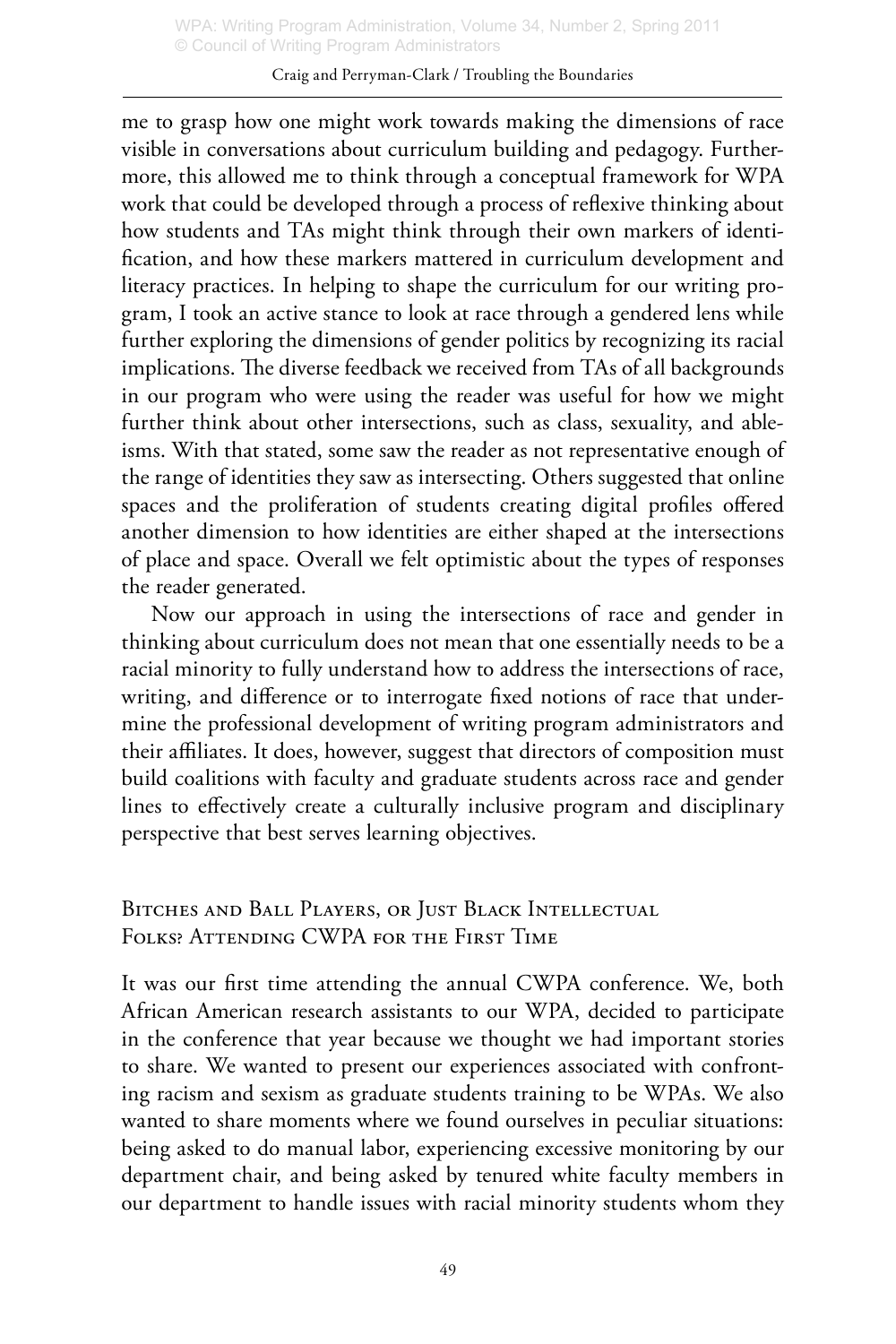me to grasp how one might work towards making the dimensions of race visible in conversations about curriculum building and pedagogy. Furthermore, this allowed me to think through a conceptual framework for WPA work that could be developed through a process of reflexive thinking about how students and TAs might think through their own markers of identification, and how these markers mattered in curriculum development and literacy practices. In helping to shape the curriculum for our writing program, I took an active stance to look at race through a gendered lens while further exploring the dimensions of gender politics by recognizing its racial implications. The diverse feedback we received from TAs of all backgrounds in our program who were using the reader was useful for how we might further think about other intersections, such as class, sexuality, and ableisms. With that stated, some saw the reader as not representative enough of the range of identities they saw as intersecting. Others suggested that online spaces and the proliferation of students creating digital profiles offered another dimension to how identities are either shaped at the intersections of place and space. Overall we felt optimistic about the types of responses the reader generated.

Now our approach in using the intersections of race and gender in thinking about curriculum does not mean that one essentially needs to be a racial minority to fully understand how to address the intersections of race, writing, and difference or to interrogate fixed notions of race that undermine the professional development of writing program administrators and their affiliates. It does, however, suggest that directors of composition must build coalitions with faculty and graduate students across race and gender lines to effectively create a culturally inclusive program and disciplinary perspective that best serves learning objectives.

## Bitches and Ball Players, or Just Black Intellectual Folks? Attending CWPA for the First Time

It was our first time attending the annual CWPA conference. We, both African American research assistants to our WPA, decided to participate in the conference that year because we thought we had important stories to share. We wanted to present our experiences associated with confronting racism and sexism as graduate students training to be WPAs. We also wanted to share moments where we found ourselves in peculiar situations: being asked to do manual labor, experiencing excessive monitoring by our department chair, and being asked by tenured white faculty members in our department to handle issues with racial minority students whom they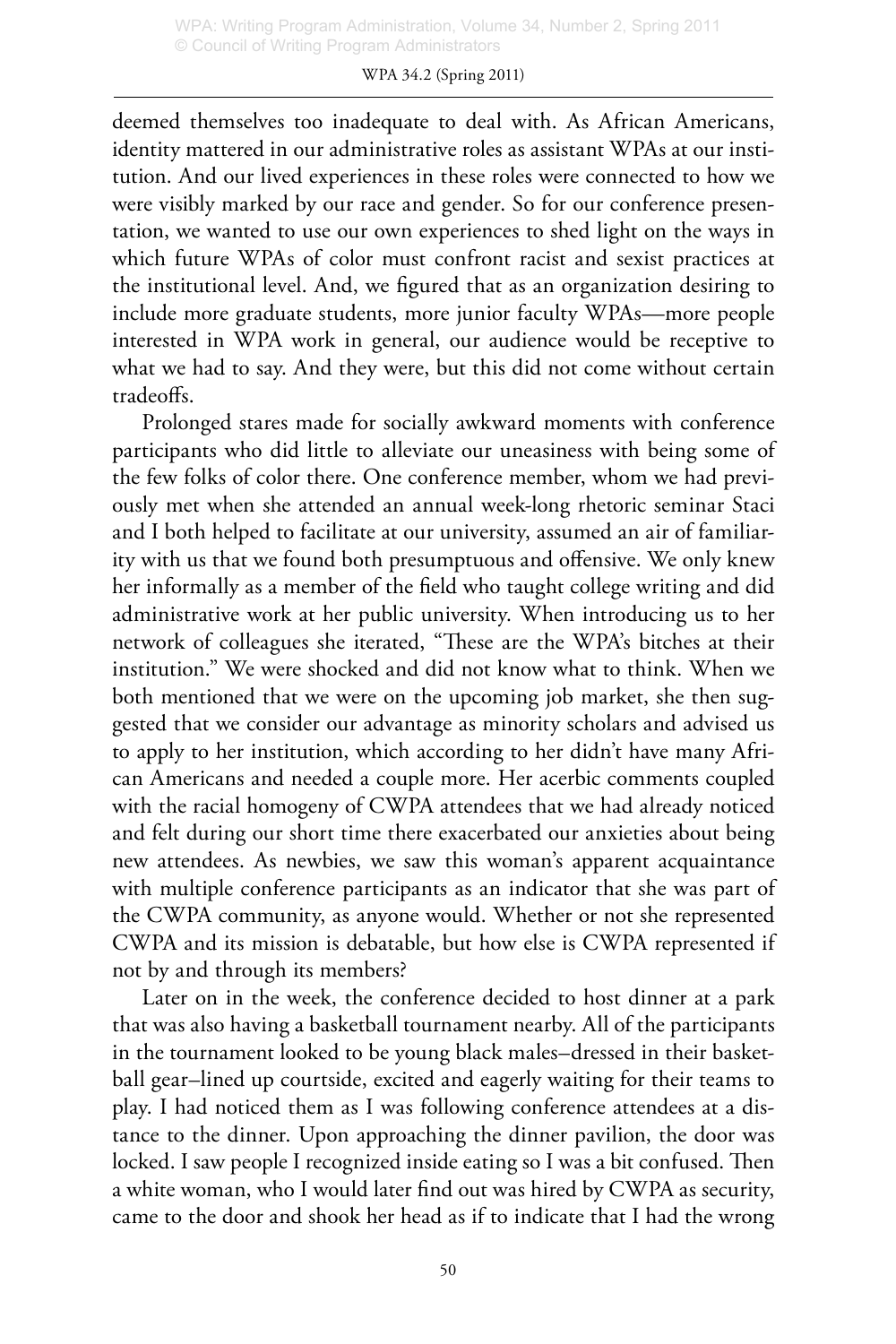deemed themselves too inadequate to deal with. As African Americans, identity mattered in our administrative roles as assistant WPAs at our institution. And our lived experiences in these roles were connected to how we were visibly marked by our race and gender. So for our conference presentation, we wanted to use our own experiences to shed light on the ways in which future WPAs of color must confront racist and sexist practices at the institutional level. And, we figured that as an organization desiring to include more graduate students, more junior faculty WPAs—more people interested in WPA work in general, our audience would be receptive to what we had to say. And they were, but this did not come without certain tradeoffs.

Prolonged stares made for socially awkward moments with conference participants who did little to alleviate our uneasiness with being some of the few folks of color there. One conference member, whom we had previously met when she attended an annual week-long rhetoric seminar Staci and I both helped to facilitate at our university, assumed an air of familiarity with us that we found both presumptuous and offensive. We only knew her informally as a member of the field who taught college writing and did administrative work at her public university. When introducing us to her network of colleagues she iterated, "These are the WPA's bitches at their institution." We were shocked and did not know what to think. When we both mentioned that we were on the upcoming job market, she then suggested that we consider our advantage as minority scholars and advised us to apply to her institution, which according to her didn't have many African Americans and needed a couple more. Her acerbic comments coupled with the racial homogeny of CWPA attendees that we had already noticed and felt during our short time there exacerbated our anxieties about being new attendees. As newbies, we saw this woman's apparent acquaintance with multiple conference participants as an indicator that she was part of the CWPA community, as anyone would. Whether or not she represented CWPA and its mission is debatable, but how else is CWPA represented if not by and through its members?

Later on in the week, the conference decided to host dinner at a park that was also having a basketball tournament nearby. All of the participants in the tournament looked to be young black males–dressed in their basketball gear–lined up courtside, excited and eagerly waiting for their teams to play. I had noticed them as I was following conference attendees at a distance to the dinner. Upon approaching the dinner pavilion, the door was locked. I saw people I recognized inside eating so I was a bit confused. Then a white woman, who I would later find out was hired by CWPA as security, came to the door and shook her head as if to indicate that I had the wrong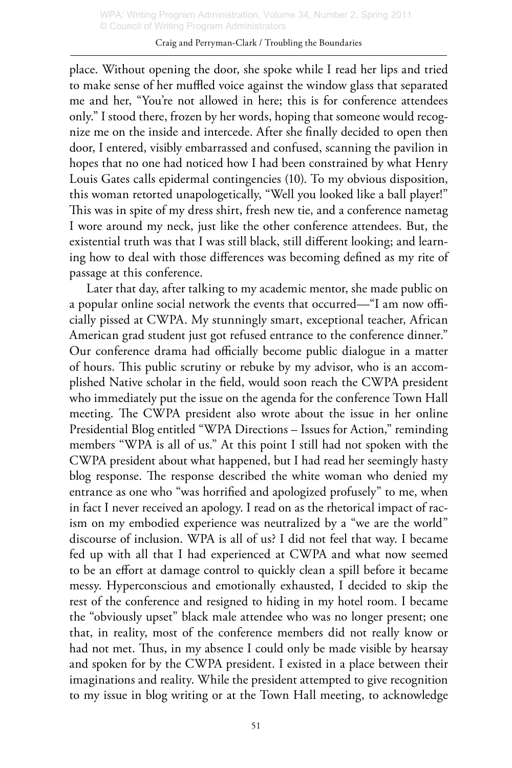place. Without opening the door, she spoke while I read her lips and tried to make sense of her muffled voice against the window glass that separated me and her, "You're not allowed in here; this is for conference attendees only." I stood there, frozen by her words, hoping that someone would recognize me on the inside and intercede. After she finally decided to open then door, I entered, visibly embarrassed and confused, scanning the pavilion in hopes that no one had noticed how I had been constrained by what Henry Louis Gates calls epidermal contingencies (10). To my obvious disposition, this woman retorted unapologetically, "Well you looked like a ball player!" This was in spite of my dress shirt, fresh new tie, and a conference nametag I wore around my neck, just like the other conference attendees. But, the existential truth was that I was still black, still different looking; and learning how to deal with those differences was becoming defined as my rite of passage at this conference.

Later that day, after talking to my academic mentor, she made public on a popular online social network the events that occurred—"I am now officially pissed at CWPA. My stunningly smart, exceptional teacher, African American grad student just got refused entrance to the conference dinner." Our conference drama had officially become public dialogue in a matter of hours. This public scrutiny or rebuke by my advisor, who is an accomplished Native scholar in the field, would soon reach the CWPA president who immediately put the issue on the agenda for the conference Town Hall meeting. The CWPA president also wrote about the issue in her online Presidential Blog entitled "WPA Directions – Issues for Action," reminding members "WPA is all of us." At this point I still had not spoken with the CWPA president about what happened, but I had read her seemingly hasty blog response. The response described the white woman who denied my entrance as one who "was horrified and apologized profusely" to me, when in fact I never received an apology. I read on as the rhetorical impact of racism on my embodied experience was neutralized by a "we are the world" discourse of inclusion. WPA is all of us? I did not feel that way. I became fed up with all that I had experienced at CWPA and what now seemed to be an effort at damage control to quickly clean a spill before it became messy. Hyperconscious and emotionally exhausted, I decided to skip the rest of the conference and resigned to hiding in my hotel room. I became the "obviously upset" black male attendee who was no longer present; one that, in reality, most of the conference members did not really know or had not met. Thus, in my absence I could only be made visible by hearsay and spoken for by the CWPA president. I existed in a place between their imaginations and reality. While the president attempted to give recognition to my issue in blog writing or at the Town Hall meeting, to acknowledge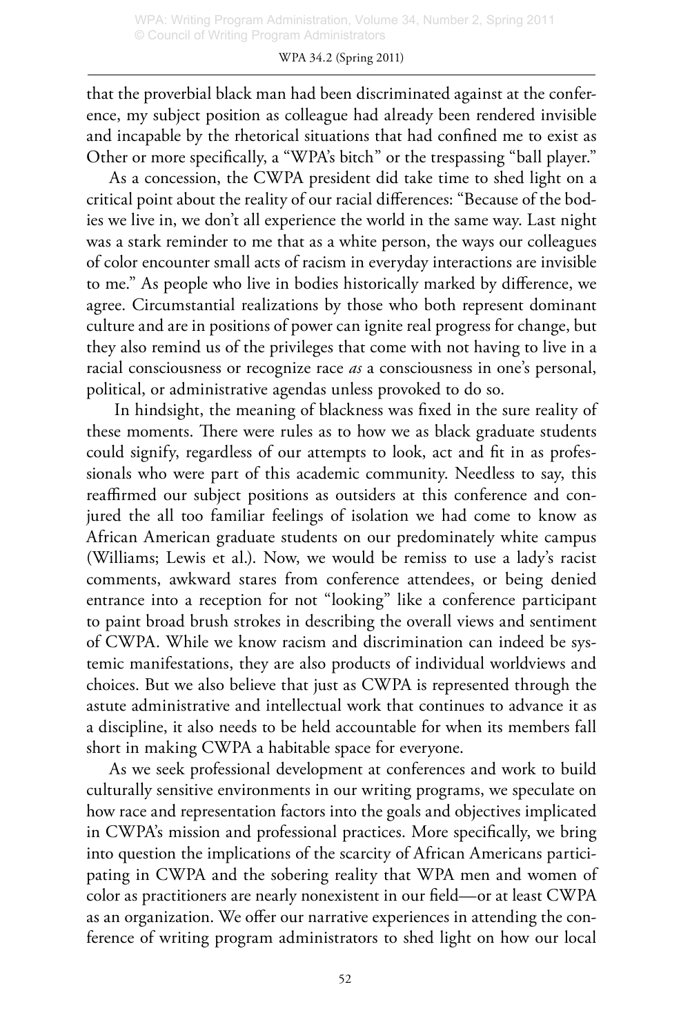that the proverbial black man had been discriminated against at the conference, my subject position as colleague had already been rendered invisible and incapable by the rhetorical situations that had confined me to exist as Other or more specifically, a "WPA's bitch" or the trespassing "ball player."

As a concession, the CWPA president did take time to shed light on a critical point about the reality of our racial differences: "Because of the bodies we live in, we don't all experience the world in the same way. Last night was a stark reminder to me that as a white person, the ways our colleagues of color encounter small acts of racism in everyday interactions are invisible to me." As people who live in bodies historically marked by difference, we agree. Circumstantial realizations by those who both represent dominant culture and are in positions of power can ignite real progress for change, but they also remind us of the privileges that come with not having to live in a racial consciousness or recognize race *as* a consciousness in one's personal, political, or administrative agendas unless provoked to do so.

In hindsight, the meaning of blackness was fixed in the sure reality of these moments. There were rules as to how we as black graduate students could signify, regardless of our attempts to look, act and fit in as professionals who were part of this academic community. Needless to say, this reaffirmed our subject positions as outsiders at this conference and conjured the all too familiar feelings of isolation we had come to know as African American graduate students on our predominately white campus (Williams; Lewis et al.). Now, we would be remiss to use a lady's racist comments, awkward stares from conference attendees, or being denied entrance into a reception for not "looking" like a conference participant to paint broad brush strokes in describing the overall views and sentiment of CWPA. While we know racism and discrimination can indeed be systemic manifestations, they are also products of individual worldviews and choices. But we also believe that just as CWPA is represented through the astute administrative and intellectual work that continues to advance it as a discipline, it also needs to be held accountable for when its members fall short in making CWPA a habitable space for everyone.

As we seek professional development at conferences and work to build culturally sensitive environments in our writing programs, we speculate on how race and representation factors into the goals and objectives implicated in CWPA's mission and professional practices. More specifically, we bring into question the implications of the scarcity of African Americans participating in CWPA and the sobering reality that WPA men and women of color as practitioners are nearly nonexistent in our field—or at least CWPA as an organization. We offer our narrative experiences in attending the conference of writing program administrators to shed light on how our local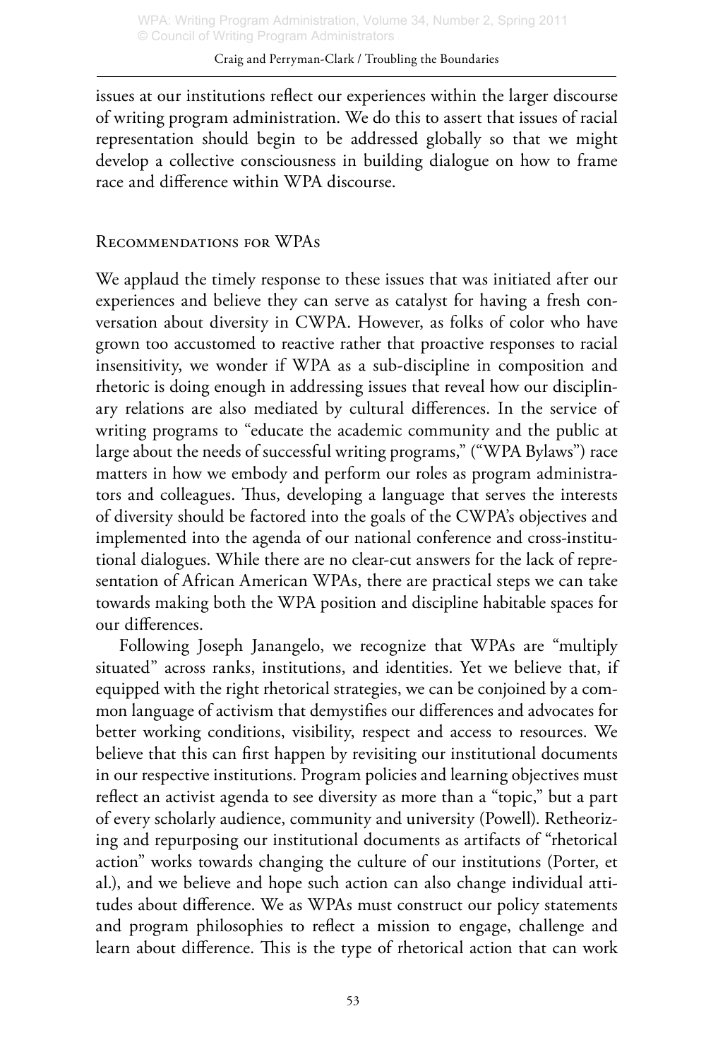issues at our institutions reflect our experiences within the larger discourse of writing program administration. We do this to assert that issues of racial representation should begin to be addressed globally so that we might develop a collective consciousness in building dialogue on how to frame race and difference within WPA discourse.

## Recommendations for WPAs

We applaud the timely response to these issues that was initiated after our experiences and believe they can serve as catalyst for having a fresh conversation about diversity in CWPA. However, as folks of color who have grown too accustomed to reactive rather that proactive responses to racial insensitivity, we wonder if WPA as a sub-discipline in composition and rhetoric is doing enough in addressing issues that reveal how our disciplinary relations are also mediated by cultural differences. In the service of writing programs to "educate the academic community and the public at large about the needs of successful writing programs," ("WPA Bylaws") race matters in how we embody and perform our roles as program administrators and colleagues. Thus, developing a language that serves the interests of diversity should be factored into the goals of the CWPA's objectives and implemented into the agenda of our national conference and cross-institutional dialogues. While there are no clear-cut answers for the lack of representation of African American WPAs, there are practical steps we can take towards making both the WPA position and discipline habitable spaces for our differences.

Following Joseph Janangelo, we recognize that WPAs are "multiply situated" across ranks, institutions, and identities. Yet we believe that, if equipped with the right rhetorical strategies, we can be conjoined by a common language of activism that demystifies our differences and advocates for better working conditions, visibility, respect and access to resources. We believe that this can first happen by revisiting our institutional documents in our respective institutions. Program policies and learning objectives must reflect an activist agenda to see diversity as more than a "topic," but a part of every scholarly audience, community and university (Powell). Retheorizing and repurposing our institutional documents as artifacts of "rhetorical action" works towards changing the culture of our institutions (Porter, et al.), and we believe and hope such action can also change individual attitudes about difference. We as WPAs must construct our policy statements and program philosophies to reflect a mission to engage, challenge and learn about difference. This is the type of rhetorical action that can work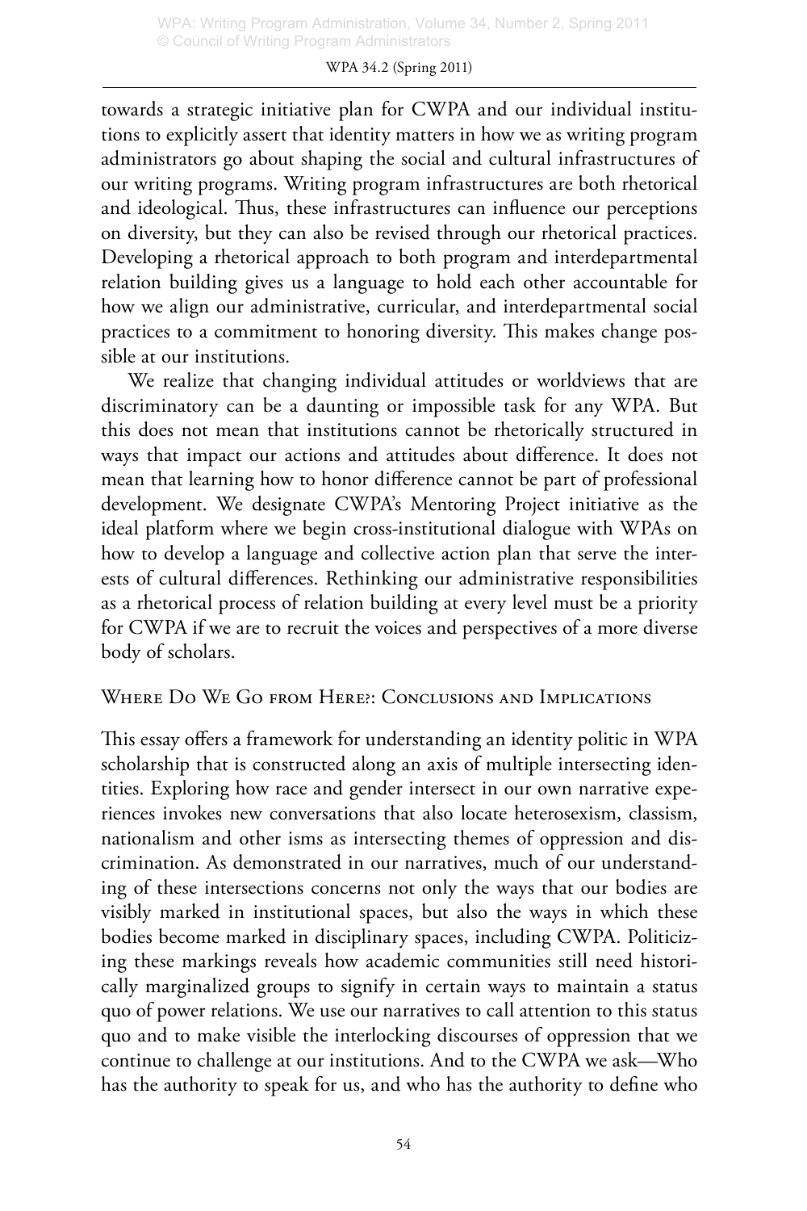towards a strategic initiative plan for CWPA and our individual institutions to explicitly assert that identity matters in how we as writing program administrators go about shaping the social and cultural infrastructures of our writing programs. Writing program infrastructures are both rhetorical and ideological. Thus, these infrastructures can influence our perceptions on diversity, but they can also be revised through our rhetorical practices. Developing a rhetorical approach to both program and interdepartmental relation building gives us a language to hold each other accountable for how we align our administrative, curricular, and interdepartmental social practices to a commitment to honoring diversity. This makes change possible at our institutions.

We realize that changing individual attitudes or worldviews that are discriminatory can be a daunting or impossible task for any WPA. But this does not mean that institutions cannot be rhetorically structured in ways that impact our actions and attitudes about difference. It does not mean that learning how to honor difference cannot be part of professional development. We designate CWPA's Mentoring Project initiative as the ideal platform where we begin cross-institutional dialogue with WPAs on how to develop a language and collective action plan that serve the interests of cultural differences. Rethinking our administrative responsibilities as a rhetorical process of relation building at every level must be a priority for CWPA if we are to recruit the voices and perspectives of a more diverse body of scholars.

## Where Do We Go from Here?: Conclusions and Implications

This essay offers a framework for understanding an identity politic in WPA scholarship that is constructed along an axis of multiple intersecting identities. Exploring how race and gender intersect in our own narrative experiences invokes new conversations that also locate heterosexism, classism, nationalism and other isms as intersecting themes of oppression and discrimination. As demonstrated in our narratives, much of our understanding of these intersections concerns not only the ways that our bodies are visibly marked in institutional spaces, but also the ways in which these bodies become marked in disciplinary spaces, including CWPA. Politicizing these markings reveals how academic communities still need historically marginalized groups to signify in certain ways to maintain a status quo of power relations. We use our narratives to call attention to this status quo and to make visible the interlocking discourses of oppression that we continue to challenge at our institutions. And to the CWPA we ask—Who has the authority to speak for us, and who has the authority to define who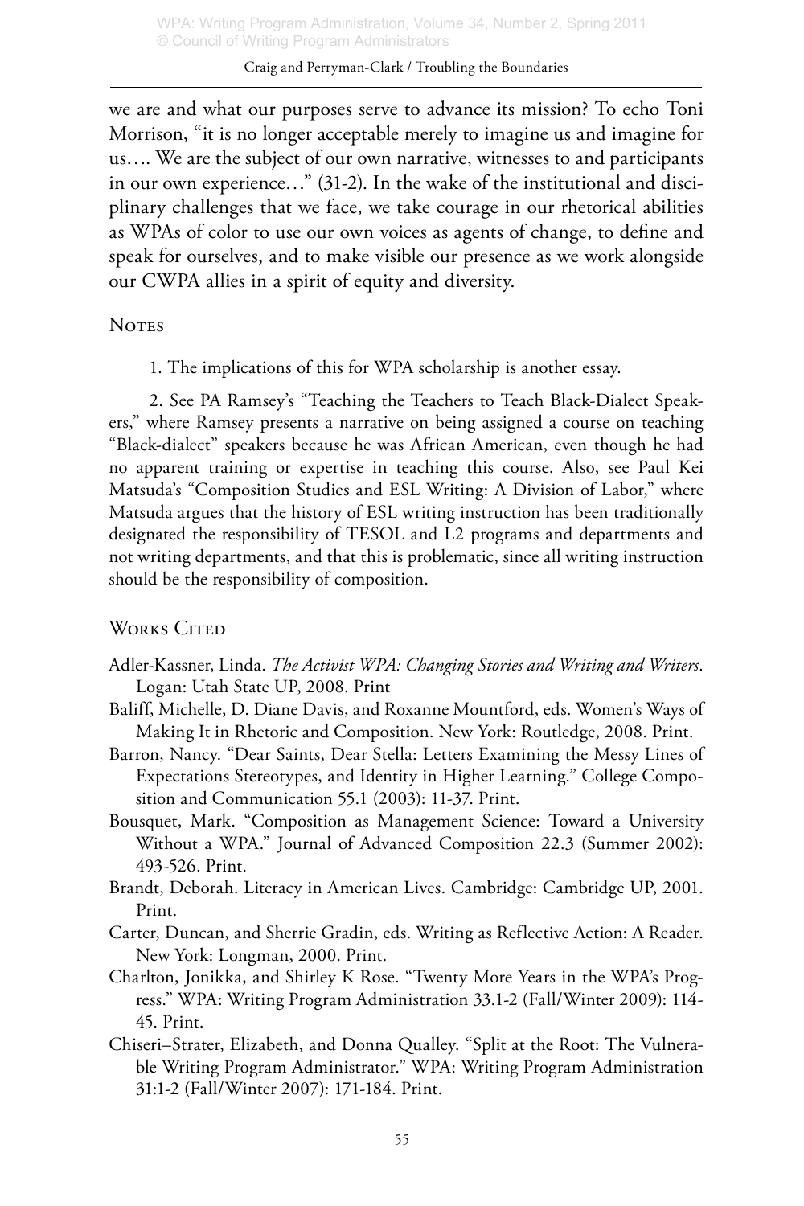we are and what our purposes serve to advance its mission? To echo Toni Morrison, "it is no longer acceptable merely to imagine us and imagine for us…. We are the subject of our own narrative, witnesses to and participants in our own experience…" (31-2). In the wake of the institutional and disciplinary challenges that we face, we take courage in our rhetorical abilities as WPAs of color to use our own voices as agents of change, to define and speak for ourselves, and to make visible our presence as we work alongside our CWPA allies in a spirit of equity and diversity.

## Notes

1. The implications of this for WPA scholarship is another essay.

2. See PA Ramsey's "Teaching the Teachers to Teach Black-Dialect Speakers," where Ramsey presents a narrative on being assigned a course on teaching "Black-dialect" speakers because he was African American, even though he had no apparent training or expertise in teaching this course. Also, see Paul Kei Matsuda's "Composition Studies and ESL Writing: A Division of Labor," where Matsuda argues that the history of ESL writing instruction has been traditionally designated the responsibility of TESOL and L2 programs and departments and not writing departments, and that this is problematic, since all writing instruction should be the responsibility of composition.

## Works Cited

Adler-Kassner, Linda. *The Activist WPA: Changing Stories and Writing and Writers*. Logan: Utah State UP, 2008. Print

Baliff, Michelle, D. Diane Davis, and Roxanne Mountford, eds. Women's Ways of Making It in Rhetoric and Composition. New York: Routledge, 2008. Print.

Barron, Nancy. "Dear Saints, Dear Stella: Letters Examining the Messy Lines of Expectations Stereotypes, and Identity in Higher Learning." College Composition and Communication 55.1 (2003): 11-37. Print.

Bousquet, Mark. "Composition as Management Science: Toward a University Without a WPA." Journal of Advanced Composition 22.3 (Summer 2002): 493-526. Print.

Brandt, Deborah. Literacy in American Lives. Cambridge: Cambridge UP, 2001. Print.

Carter, Duncan, and Sherrie Gradin, eds. Writing as Reflective Action: A Reader. New York: Longman, 2000. Print.

Charlton, Jonikka, and Shirley K Rose. "Twenty More Years in the WPA's Progress." WPA: Writing Program Administration 33.1-2 (Fall/Winter 2009): 114-45. Print.

Chiseri–Strater, Elizabeth, and Donna Qualley. "Split at the Root: The Vulnerable Writing Program Administrator." WPA: Writing Program Administration 31:1-2 (Fall/Winter 2007): 171-184. Print.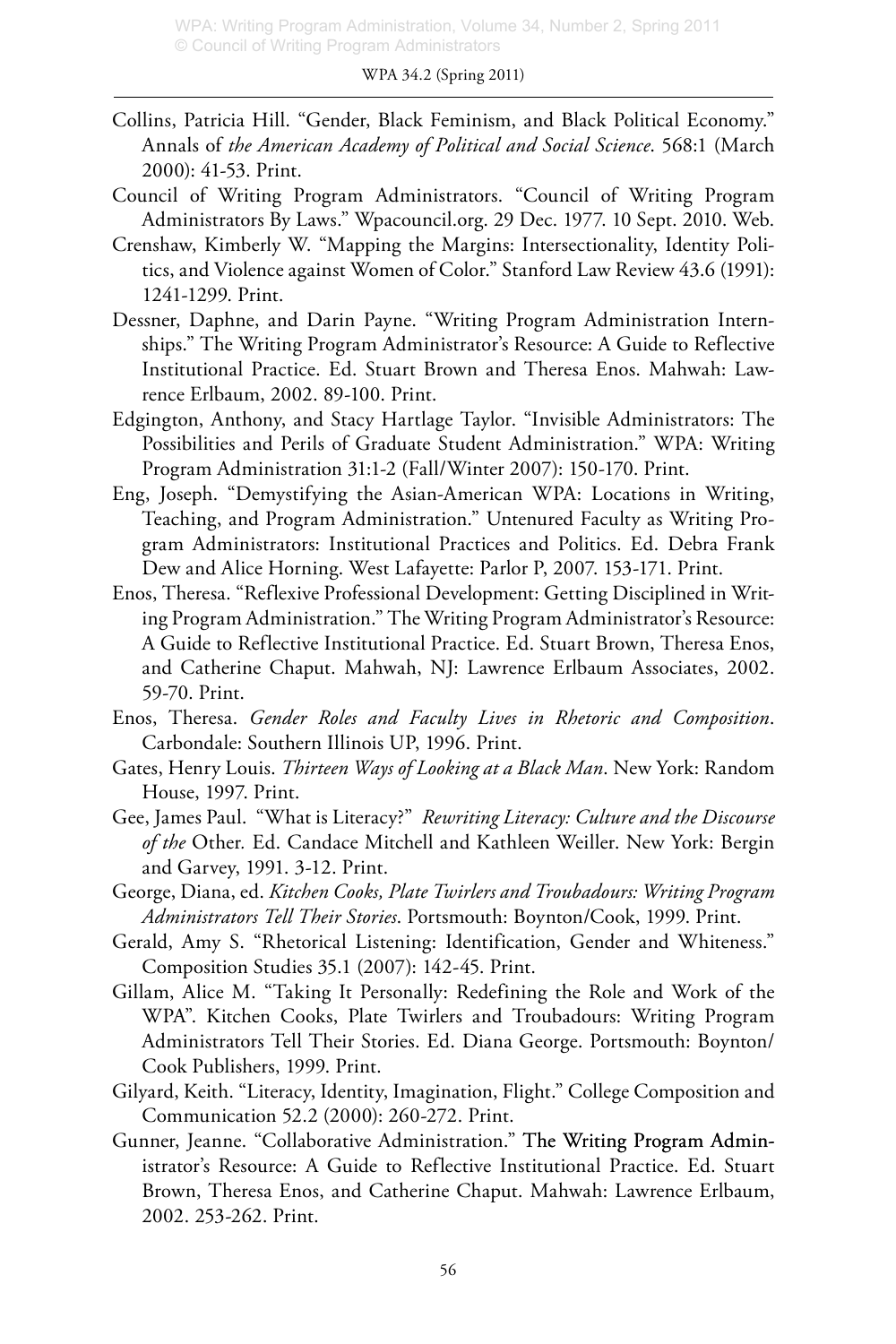Collins, Patricia Hill. "Gender, Black Feminism, and Black Political Economy." Annals of *the American Academy of Political and Social Science*. 568:1 (March 2000): 41-53. Print.

Council of Writing Program Administrators. "Council of Writing Program Administrators By Laws." Wpacouncil.org. 29 Dec. 1977. 10 Sept. 2010. Web.

Crenshaw, Kimberly W. "Mapping the Margins: Intersectionality, Identity Politics, and Violence against Women of Color." Stanford Law Review 43.6 (1991): 1241-1299. Print.

Dessner, Daphne, and Darin Payne. "Writing Program Administration Internships." The Writing Program Administrator's Resource: A Guide to Reflective Institutional Practice. Ed. Stuart Brown and Theresa Enos. Mahwah: Lawrence Erlbaum, 2002. 89-100. Print.

Edgington, Anthony, and Stacy Hartlage Taylor. "Invisible Administrators: The Possibilities and Perils of Graduate Student Administration." WPA: Writing Program Administration 31:1-2 (Fall/Winter 2007): 150-170. Print.

Eng, Joseph. "Demystifying the Asian-American WPA: Locations in Writing, Teaching, and Program Administration." Untenured Faculty as Writing Program Administrators: Institutional Practices and Politics. Ed. Debra Frank Dew and Alice Horning. West Lafayette: Parlor P, 2007. 153-171. Print.

Enos, Theresa. "Reflexive Professional Development: Getting Disciplined in Writing Program Administration." The Writing Program Administrator's Resource: A Guide to Reflective Institutional Practice. Ed. Stuart Brown, Theresa Enos, and Catherine Chaput. Mahwah, NJ: Lawrence Erlbaum Associates, 2002. 59-70. Print.

Enos, Theresa. *Gender Roles and Faculty Lives in Rhetoric and Composition*. Carbondale: Southern Illinois UP, 1996. Print.

Gates, Henry Louis. *Thirteen Ways of Looking at a Black Man*. New York: Random House, 1997. Print.

Gee, James Paul. "What is Literacy?" *Rewriting Literacy: Culture and the Discourse of the* Other. Ed. Candace Mitchell and Kathleen Weiller. New York: Bergin and Garvey, 1991. 3-12. Print.

George, Diana, ed. *Kitchen Cooks, Plate Twirlers and Troubadours: Writing Program Administrators Tell Their Stories*. Portsmouth: Boynton/Cook, 1999. Print.

Gerald, Amy S. "Rhetorical Listening: Identification, Gender and Whiteness." Composition Studies 35.1 (2007): 142-45. Print.

Gillam, Alice M. "Taking It Personally: Redefining the Role and Work of the WPA". Kitchen Cooks, Plate Twirlers and Troubadours: Writing Program Administrators Tell Their Stories. Ed. Diana George. Portsmouth: Boynton/Cook Publishers, 1999. Print.

Gilyard, Keith. "Literacy, Identity, Imagination, Flight." College Composition and Communication 52.2 (2000): 260-272. Print.

Gunner, Jeanne. "Collaborative Administration." The Writing Program Administrator's Resource: A Guide to Reflective Institutional Practice. Ed. Stuart Brown, Theresa Enos, and Catherine Chaput. Mahwah: Lawrence Erlbaum, 2002. 253-262. Print.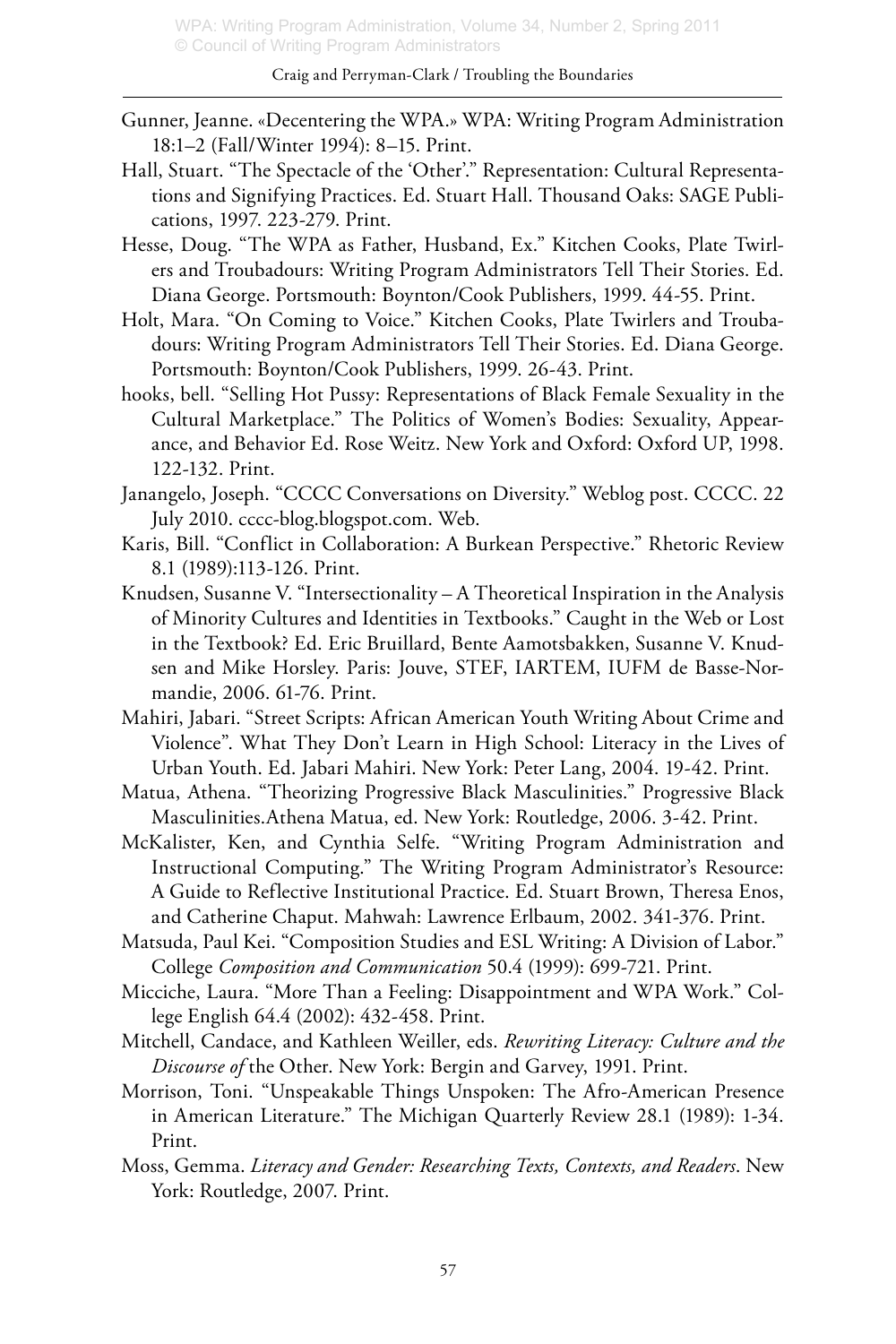Gunner, Jeanne. «Decentering the WPA.» WPA: Writing Program Administration 18:1–2 (Fall/Winter 1994): 8–15. Print.

Hall, Stuart. "The Spectacle of the 'Other'." Representation: Cultural Representations and Signifying Practices. Ed. Stuart Hall. Thousand Oaks: SAGE Publications, 1997. 223-279. Print.

Hesse, Doug. "The WPA as Father, Husband, Ex." Kitchen Cooks, Plate Twirlers and Troubadours: Writing Program Administrators Tell Their Stories. Ed. Diana George. Portsmouth: Boynton/Cook Publishers, 1999. 44-55. Print.

Holt, Mara. "On Coming to Voice." Kitchen Cooks, Plate Twirlers and Troubadours: Writing Program Administrators Tell Their Stories. Ed. Diana George. Portsmouth: Boynton/Cook Publishers, 1999. 26-43. Print.

hooks, bell. "Selling Hot Pussy: Representations of Black Female Sexuality in the Cultural Marketplace." The Politics of Women's Bodies: Sexuality, Appearance, and Behavior Ed. Rose Weitz. New York and Oxford: Oxford UP, 1998. 122-132. Print.

Janangelo, Joseph. "CCCC Conversations on Diversity." Weblog post. CCCC. 22 July 2010. cccc-blog.blogspot.com. Web.

Karis, Bill. "Conflict in Collaboration: A Burkean Perspective." Rhetoric Review 8.1 (1989):113-126. Print.

Knudsen, Susanne V. "Intersectionality – A Theoretical Inspiration in the Analysis of Minority Cultures and Identities in Textbooks." Caught in the Web or Lost in the Textbook? Ed. Eric Bruillard, Bente Aamotsbakken, Susanne V. Knudsen and Mike Horsley. Paris: Jouve, STEF, IARTEM, IUFM de Basse-Normandie, 2006. 61-76. Print.

Mahiri, Jabari. "Street Scripts: African American Youth Writing About Crime and Violence". What They Don't Learn in High School: Literacy in the Lives of Urban Youth. Ed. Jabari Mahiri. New York: Peter Lang, 2004. 19-42. Print.

Matua, Athena. "Theorizing Progressive Black Masculinities." Progressive Black Masculinities.Athena Matua, ed. New York: Routledge, 2006. 3-42. Print.

McKalister, Ken, and Cynthia Selfe. "Writing Program Administration and Instructional Computing." The Writing Program Administrator's Resource: A Guide to Reflective Institutional Practice. Ed. Stuart Brown, Theresa Enos, and Catherine Chaput. Mahwah: Lawrence Erlbaum, 2002. 341-376. Print.

Matsuda, Paul Kei. "Composition Studies and ESL Writing: A Division of Labor." College *Composition and Communication* 50.4 (1999): 699-721. Print.

Micciche, Laura. "More Than a Feeling: Disappointment and WPA Work." College English 64.4 (2002): 432-458. Print.

Mitchell, Candace, and Kathleen Weiller, eds. *Rewriting Literacy: Culture and the Discourse of* the Other. New York: Bergin and Garvey, 1991. Print.

Morrison, Toni. "Unspeakable Things Unspoken: The Afro-American Presence in American Literature." The Michigan Quarterly Review 28.1 (1989): 1-34. Print.

Moss, Gemma. *Literacy and Gender: Researching Texts, Contexts, and Readers*. New York: Routledge, 2007. Print.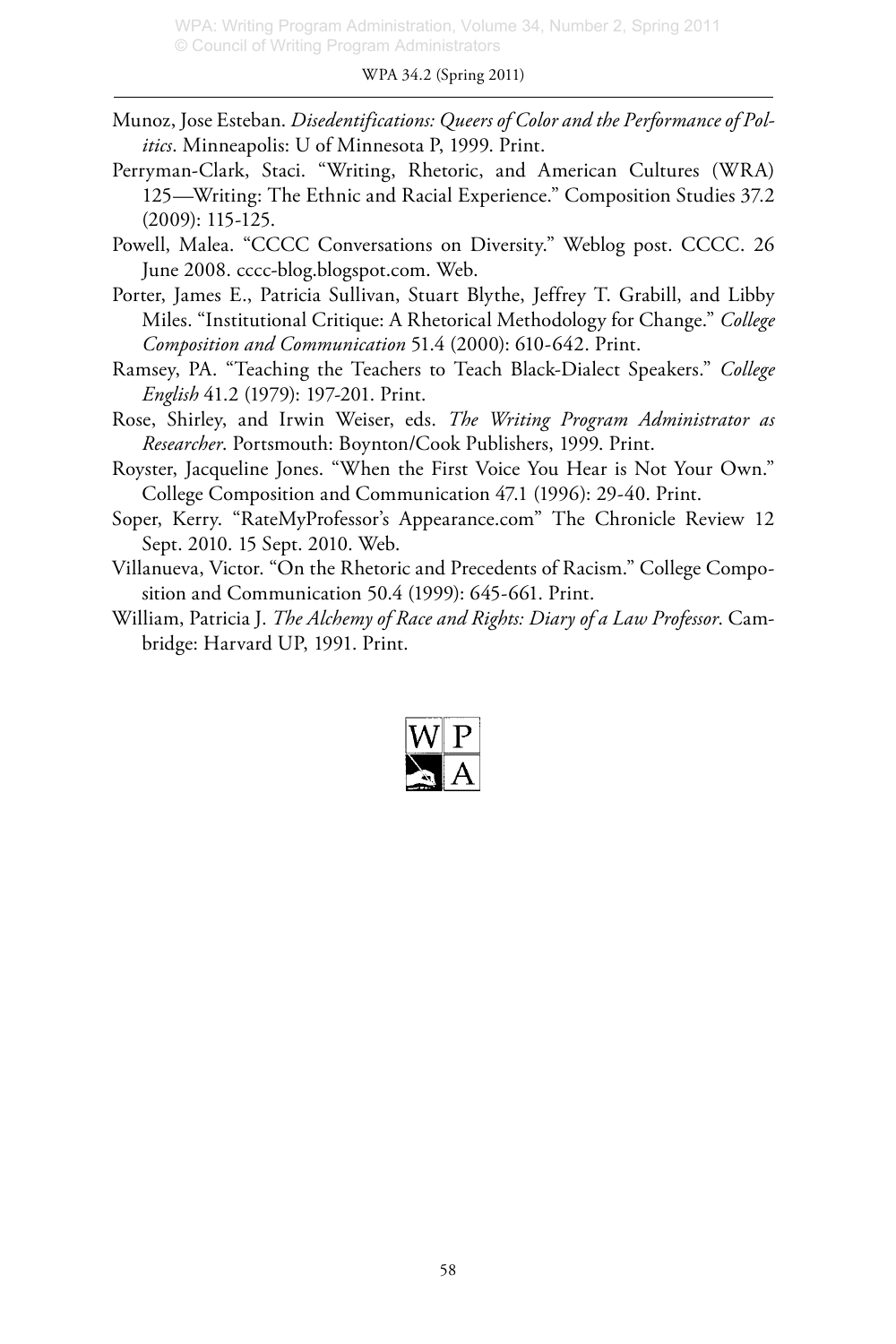Munoz, Jose Esteban. *Disedentifications: Queers of Color and the Performance of Politics*. Minneapolis: U of Minnesota P, 1999. Print.

Perryman-Clark, Staci. "Writing, Rhetoric, and American Cultures (WRA) 125—Writing: The Ethnic and Racial Experience." Composition Studies 37.2 (2009): 115-125.

Powell, Malea. "CCCC Conversations on Diversity." Weblog post. CCCC. 26 June 2008. cccc-blog.blogspot.com. Web.

Porter, James E., Patricia Sullivan, Stuart Blythe, Jeffrey T. Grabill, and Libby Miles. "Institutional Critique: A Rhetorical Methodology for Change." *College Composition and Communication* 51.4 (2000): 610-642. Print.

Ramsey, PA. "Teaching the Teachers to Teach Black-Dialect Speakers." *College English* 41.2 (1979): 197-201. Print.

Rose, Shirley, and Irwin Weiser, eds. *The Writing Program Administrator as Researcher*. Portsmouth: Boynton/Cook Publishers, 1999. Print.

Royster, Jacqueline Jones. "When the First Voice You Hear is Not Your Own." College Composition and Communication 47.1 (1996): 29-40. Print.

Soper, Kerry. "RateMyProfessor's Appearance.com" The Chronicle Review 12 Sept. 2010. 15 Sept. 2010. Web.

Villanueva, Victor. "On the Rhetoric and Precedents of Racism." College Composition and Communication 50.4 (1999): 645-661. Print.

William, Patricia J. *The Alchemy of Race and Rights: Diary of a Law Professor*. Cambridge: Harvard UP, 1991. Print.